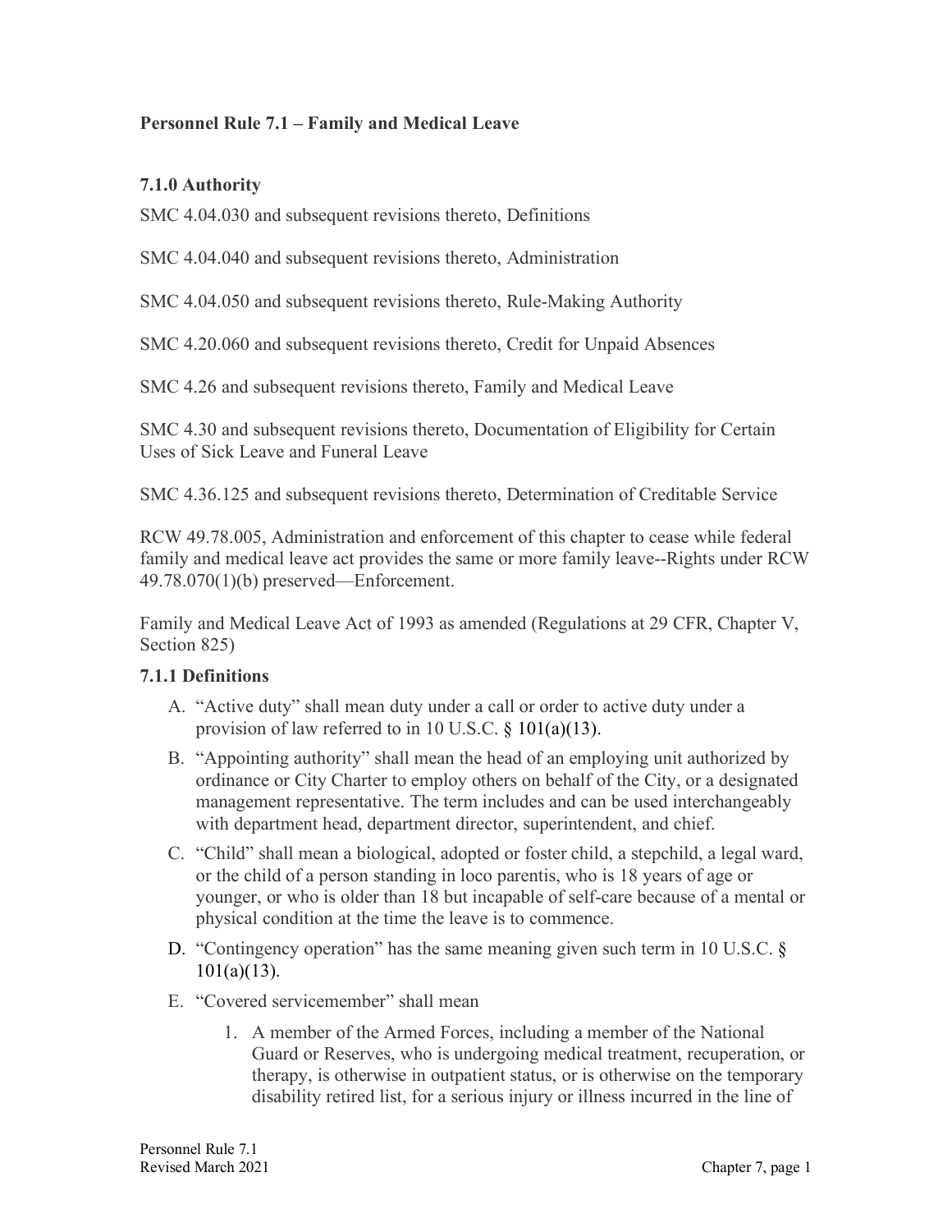# Personnel Rule 7.1 – Family and Medical Leave

## 7.1.0 Authority

SMC 4.04.030 and subsequent revisions thereto, Definitions

SMC 4.04.040 and subsequent revisions thereto, Administration

SMC 4.04.050 and subsequent revisions thereto, Rule-Making Authority

SMC 4.20.060 and subsequent revisions thereto, Credit for Unpaid Absences

SMC 4.26 and subsequent revisions thereto, Family and Medical Leave

SMC 4.30 and subsequent revisions thereto, Documentation of Eligibility for Certain Uses of Sick Leave and Funeral Leave

SMC 4.36.125 and subsequent revisions thereto, Determination of Creditable Service

RCW 49.78.005, Administration and enforcement of this chapter to cease while federal family and medical leave act provides the same or more family leave--Rights under RCW 49.78.070(1)(b) preserved—Enforcement.

Family and Medical Leave Act of 1993 as amended (Regulations at 29 CFR, Chapter V, Section 825)

## 7.1.1 Definitions

A. "Active duty" shall mean duty under a call or order to active duty under a provision of law referred to in 10 U.S.C. § 101(a)(13).

B. "Appointing authority" shall mean the head of an employing unit authorized by ordinance or City Charter to employ others on behalf of the City, or a designated management representative. The term includes and can be used interchangeably with department head, department director, superintendent, and chief.

C. "Child" shall mean a biological, adopted or foster child, a stepchild, a legal ward, or the child of a person standing in loco parentis, who is 18 years of age or younger, or who is older than 18 but incapable of self-care because of a mental or physical condition at the time the leave is to commence.

D. "Contingency operation" has the same meaning given such term in 10 U.S.C. § 101(a)(13).

E. "Covered servicemember" shall mean

1. A member of the Armed Forces, including a member of the National Guard or Reserves, who is undergoing medical treatment, recuperation, or therapy, is otherwise in outpatient status, or is otherwise on the temporary disability retired list, for a serious injury or illness incurred in the line of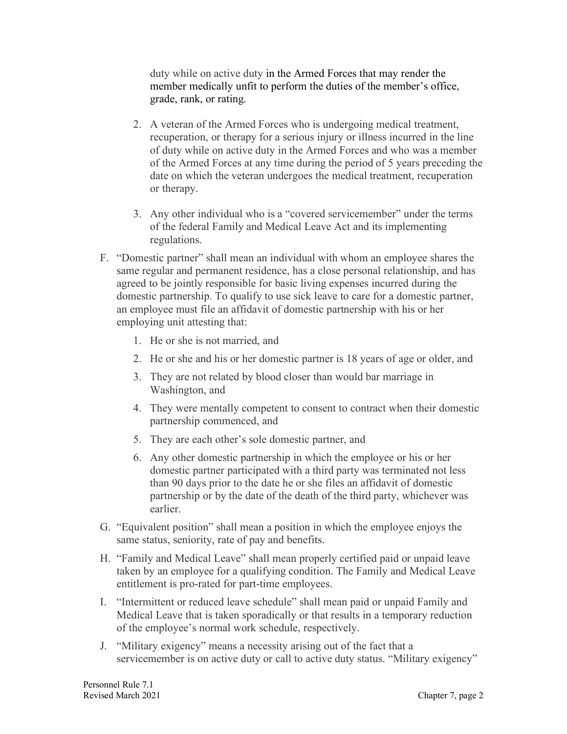duty while on active duty in the Armed Forces that may render the member medically unfit to perform the duties of the member's office, grade, rank, or rating.

2. A veteran of the Armed Forces who is undergoing medical treatment, recuperation, or therapy for a serious injury or illness incurred in the line of duty while on active duty in the Armed Forces and who was a member of the Armed Forces at any time during the period of 5 years preceding the date on which the veteran undergoes the medical treatment, recuperation or therapy.

3. Any other individual who is a "covered servicemember" under the terms of the federal Family and Medical Leave Act and its implementing regulations.

F. "Domestic partner" shall mean an individual with whom an employee shares the same regular and permanent residence, has a close personal relationship, and has agreed to be jointly responsible for basic living expenses incurred during the domestic partnership. To qualify to use sick leave to care for a domestic partner, an employee must file an affidavit of domestic partnership with his or her employing unit attesting that:

   1. He or she is not married, and
   2. He or she and his or her domestic partner is 18 years of age or older, and
   3. They are not related by blood closer than would bar marriage in Washington, and
   4. They were mentally competent to consent to contract when their domestic partnership commenced, and
   5. They are each other's sole domestic partner, and
   6. Any other domestic partnership in which the employee or his or her domestic partner participated with a third party was terminated not less than 90 days prior to the date he or she files an affidavit of domestic partnership or by the date of the death of the third party, whichever was earlier.

G. "Equivalent position" shall mean a position in which the employee enjoys the same status, seniority, rate of pay and benefits.

H. "Family and Medical Leave" shall mean properly certified paid or unpaid leave taken by an employee for a qualifying condition. The Family and Medical Leave entitlement is pro-rated for part-time employees.

I. "Intermittent or reduced leave schedule" shall mean paid or unpaid Family and Medical Leave that is taken sporadically or that results in a temporary reduction of the employee's normal work schedule, respectively.

J. "Military exigency" means a necessity arising out of the fact that a servicemember is on active duty or call to active duty status. "Military exigency"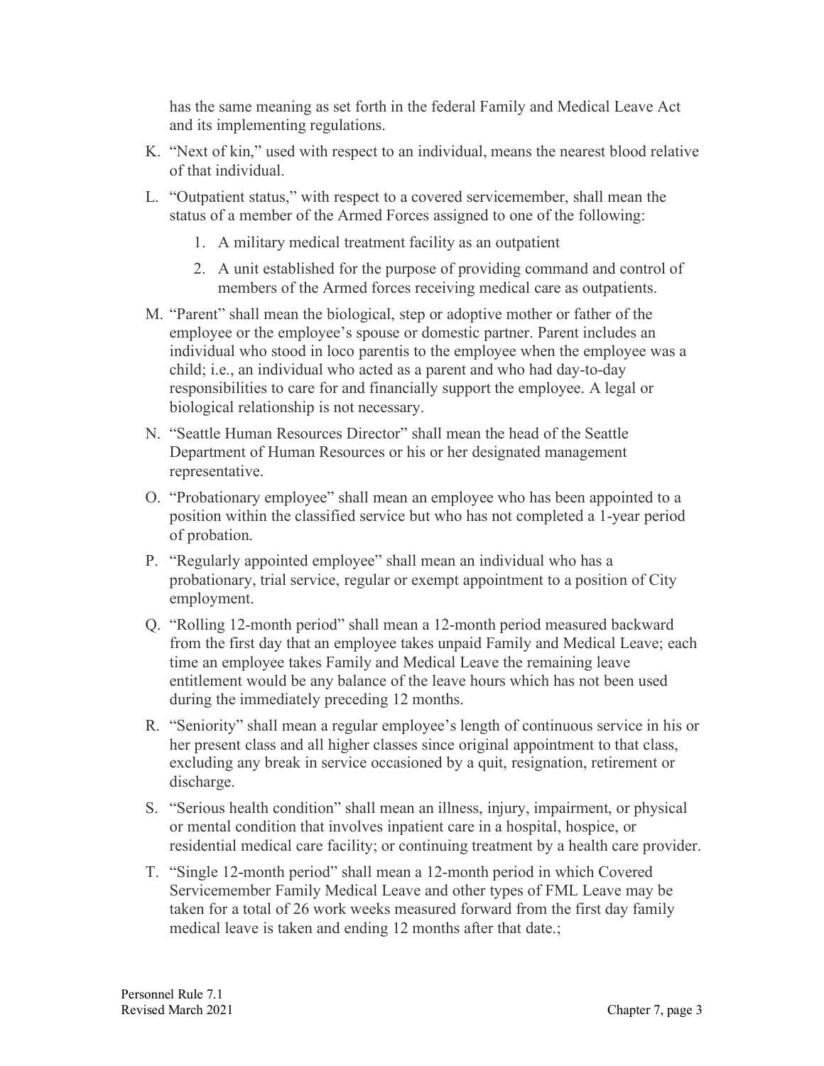has the same meaning as set forth in the federal Family and Medical Leave Act and its implementing regulations.

K. "Next of kin," used with respect to an individual, means the nearest blood relative of that individual.

L. "Outpatient status," with respect to a covered servicemember, shall mean the status of a member of the Armed Forces assigned to one of the following:

   1. A military medical treatment facility as an outpatient

   2. A unit established for the purpose of providing command and control of members of the Armed forces receiving medical care as outpatients.

M. "Parent" shall mean the biological, step or adoptive mother or father of the employee or the employee's spouse or domestic partner. Parent includes an individual who stood in loco parentis to the employee when the employee was a child; i.e., an individual who acted as a parent and who had day-to-day responsibilities to care for and financially support the employee. A legal or biological relationship is not necessary.

N. "Seattle Human Resources Director" shall mean the head of the Seattle Department of Human Resources or his or her designated management representative.

O. "Probationary employee" shall mean an employee who has been appointed to a position within the classified service but who has not completed a 1-year period of probation.

P. "Regularly appointed employee" shall mean an individual who has a probationary, trial service, regular or exempt appointment to a position of City employment.

Q. "Rolling 12-month period" shall mean a 12-month period measured backward from the first day that an employee takes unpaid Family and Medical Leave; each time an employee takes Family and Medical Leave the remaining leave entitlement would be any balance of the leave hours which has not been used during the immediately preceding 12 months.

R. "Seniority" shall mean a regular employee's length of continuous service in his or her present class and all higher classes since original appointment to that class, excluding any break in service occasioned by a quit, resignation, retirement or discharge.

S. "Serious health condition" shall mean an illness, injury, impairment, or physical or mental condition that involves inpatient care in a hospital, hospice, or residential medical care facility; or continuing treatment by a health care provider.

T. "Single 12-month period" shall mean a 12-month period in which Covered Servicemember Family Medical Leave and other types of FML Leave may be taken for a total of 26 work weeks measured forward from the first day family medical leave is taken and ending 12 months after that date.;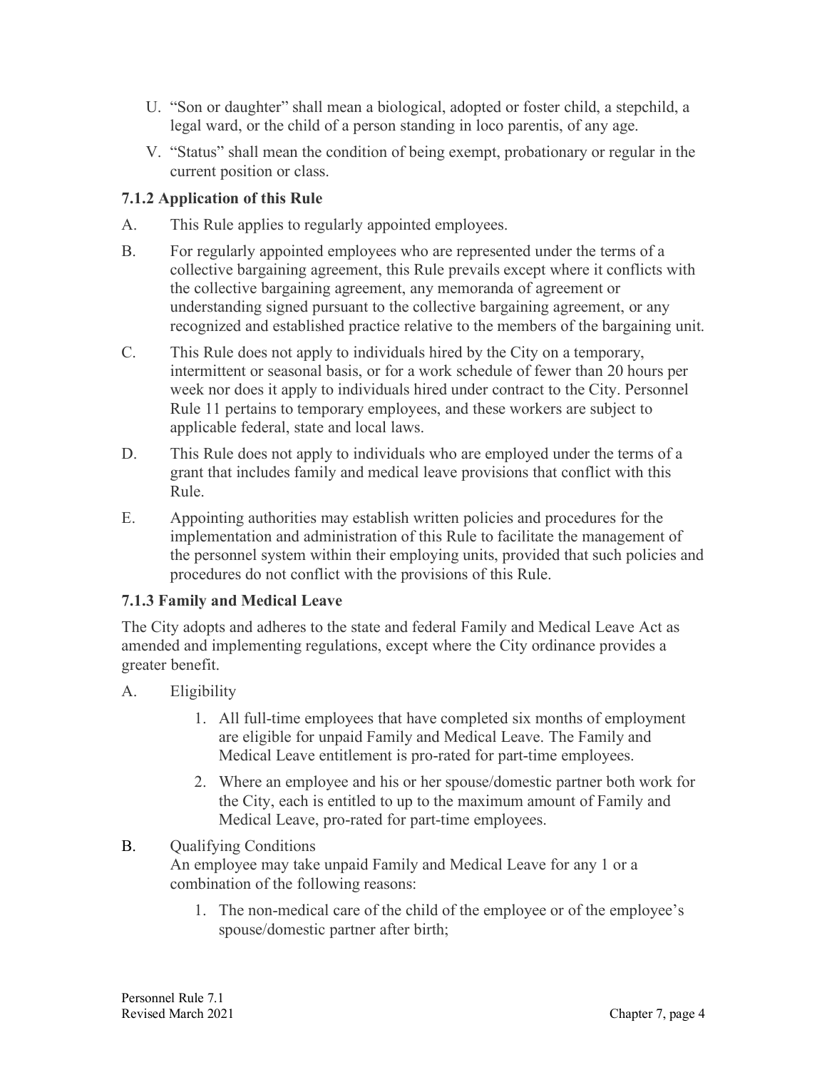U. "Son or daughter" shall mean a biological, adopted or foster child, a stepchild, a legal ward, or the child of a person standing in loco parentis, of any age.

V. "Status" shall mean the condition of being exempt, probationary or regular in the current position or class.

### 7.1.2 Application of this Rule

A. This Rule applies to regularly appointed employees.

B. For regularly appointed employees who are represented under the terms of a collective bargaining agreement, this Rule prevails except where it conflicts with the collective bargaining agreement, any memoranda of agreement or understanding signed pursuant to the collective bargaining agreement, or any recognized and established practice relative to the members of the bargaining unit.

C. This Rule does not apply to individuals hired by the City on a temporary, intermittent or seasonal basis, or for a work schedule of fewer than 20 hours per week nor does it apply to individuals hired under contract to the City. Personnel Rule 11 pertains to temporary employees, and these workers are subject to applicable federal, state and local laws.

D. This Rule does not apply to individuals who are employed under the terms of a grant that includes family and medical leave provisions that conflict with this Rule.

E. Appointing authorities may establish written policies and procedures for the implementation and administration of this Rule to facilitate the management of the personnel system within their employing units, provided that such policies and procedures do not conflict with the provisions of this Rule.

### 7.1.3 Family and Medical Leave

The City adopts and adheres to the state and federal Family and Medical Leave Act as amended and implementing regulations, except where the City ordinance provides a greater benefit.

A. Eligibility

1. All full-time employees that have completed six months of employment are eligible for unpaid Family and Medical Leave. The Family and Medical Leave entitlement is pro-rated for part-time employees.
2. Where an employee and his or her spouse/domestic partner both work for the City, each is entitled to up to the maximum amount of Family and Medical Leave, pro-rated for part-time employees.

B. Qualifying Conditions
An employee may take unpaid Family and Medical Leave for any 1 or a combination of the following reasons:

1. The non-medical care of the child of the employee or of the employee's spouse/domestic partner after birth;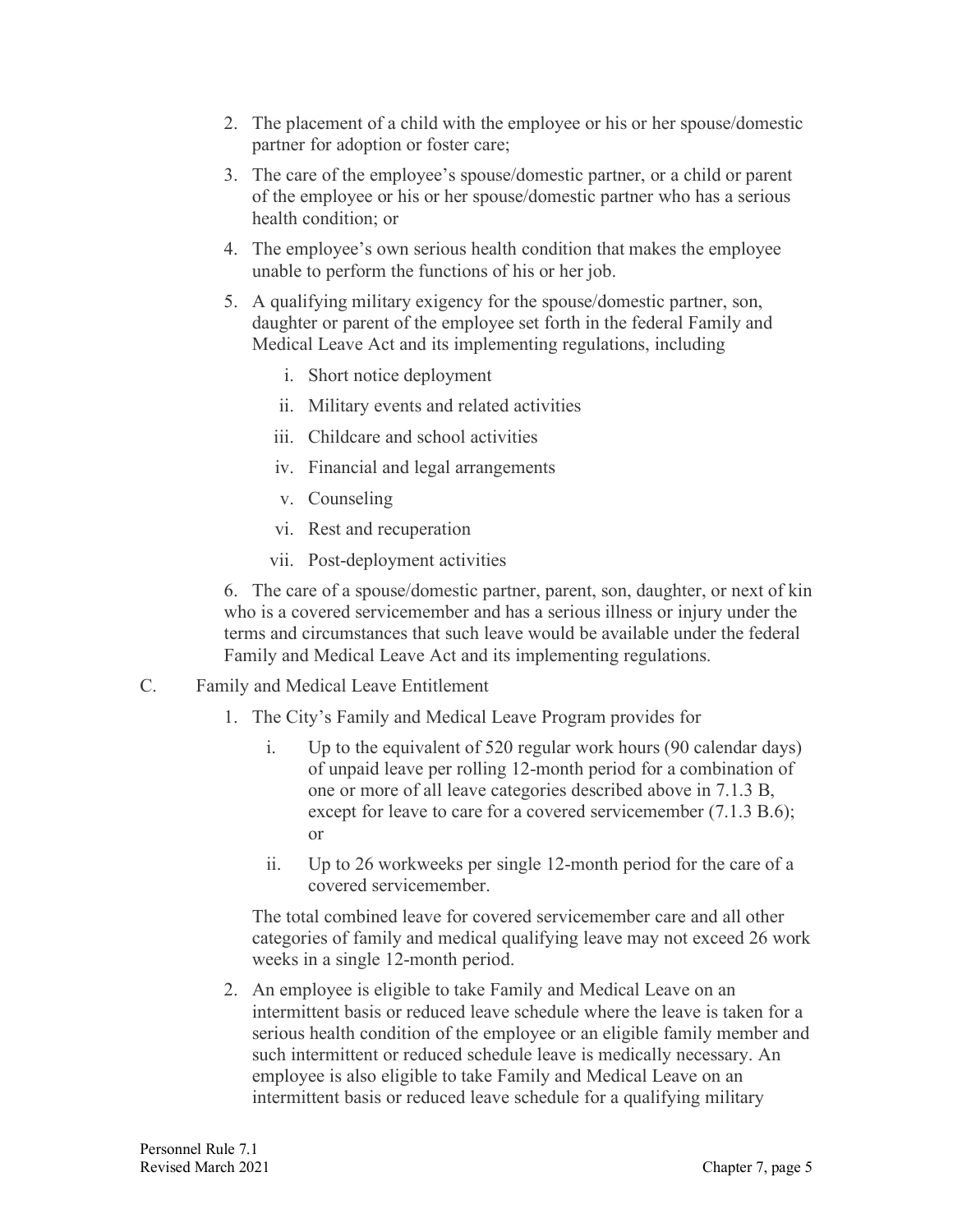2. The placement of a child with the employee or his or her spouse/domestic partner for adoption or foster care;
3. The care of the employee's spouse/domestic partner, or a child or parent of the employee or his or her spouse/domestic partner who has a serious health condition; or
4. The employee's own serious health condition that makes the employee unable to perform the functions of his or her job.
5. A qualifying military exigency for the spouse/domestic partner, son, daughter or parent of the employee set forth in the federal Family and Medical Leave Act and its implementing regulations, including
    i. Short notice deployment
    ii. Military events and related activities
    iii. Childcare and school activities
    iv. Financial and legal arrangements
    v. Counseling
    vi. Rest and recuperation
    vii. Post-deployment activities

6. The care of a spouse/domestic partner, parent, son, daughter, or next of kin who is a covered servicemember and has a serious illness or injury under the terms and circumstances that such leave would be available under the federal Family and Medical Leave Act and its implementing regulations.

C. Family and Medical Leave Entitlement

1. The City's Family and Medical Leave Program provides for
    i. Up to the equivalent of 520 regular work hours (90 calendar days) of unpaid leave per rolling 12-month period for a combination of one or more of all leave categories described above in 7.1.3 B, except for leave to care for a covered servicemember (7.1.3 B.6); or
    ii. Up to 26 workweeks per single 12-month period for the care of a covered servicemember.

   The total combined leave for covered servicemember care and all other categories of family and medical qualifying leave may not exceed 26 work weeks in a single 12-month period.

2. An employee is eligible to take Family and Medical Leave on an intermittent basis or reduced leave schedule where the leave is taken for a serious health condition of the employee or an eligible family member and such intermittent or reduced schedule leave is medically necessary. An employee is also eligible to take Family and Medical Leave on an intermittent basis or reduced leave schedule for a qualifying military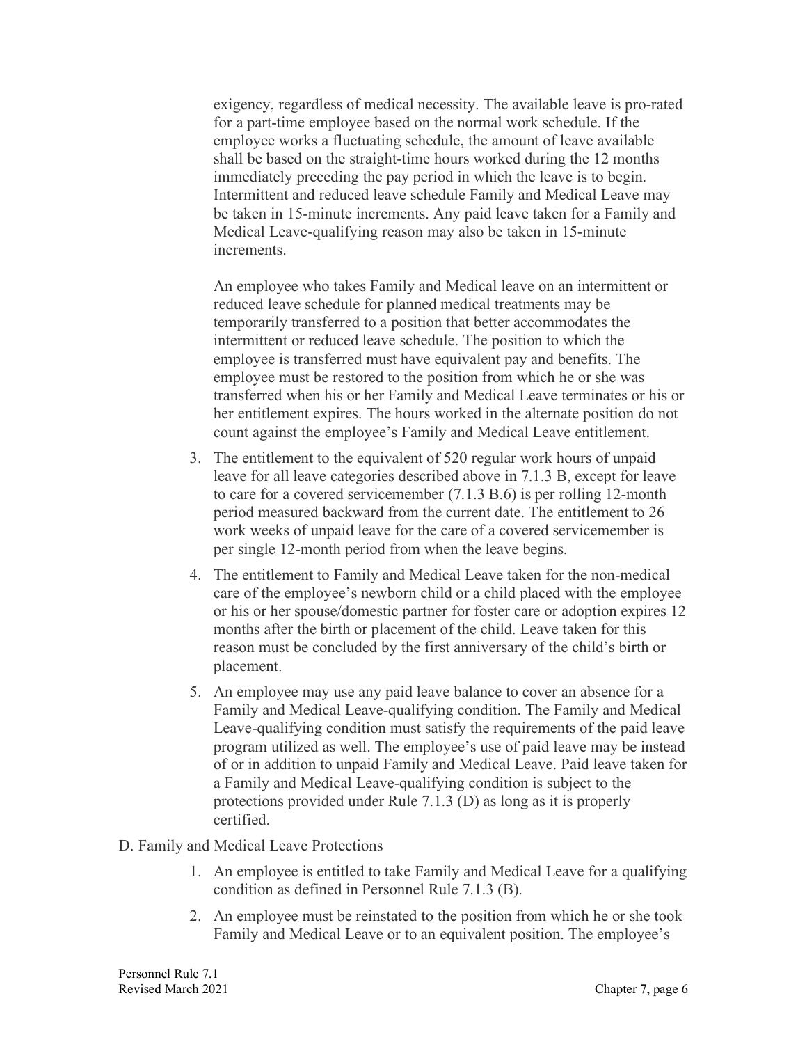exigency, regardless of medical necessity. The available leave is pro-rated for a part-time employee based on the normal work schedule. If the employee works a fluctuating schedule, the amount of leave available shall be based on the straight-time hours worked during the 12 months immediately preceding the pay period in which the leave is to begin. Intermittent and reduced leave schedule Family and Medical Leave may be taken in 15-minute increments. Any paid leave taken for a Family and Medical Leave-qualifying reason may also be taken in 15-minute increments.

An employee who takes Family and Medical leave on an intermittent or reduced leave schedule for planned medical treatments may be temporarily transferred to a position that better accommodates the intermittent or reduced leave schedule. The position to which the employee is transferred must have equivalent pay and benefits. The employee must be restored to the position from which he or she was transferred when his or her Family and Medical Leave terminates or his or her entitlement expires. The hours worked in the alternate position do not count against the employee's Family and Medical Leave entitlement.

3. The entitlement to the equivalent of 520 regular work hours of unpaid leave for all leave categories described above in 7.1.3 B, except for leave to care for a covered servicemember (7.1.3 B.6) is per rolling 12-month period measured backward from the current date. The entitlement to 26 work weeks of unpaid leave for the care of a covered servicemember is per single 12-month period from when the leave begins.
4. The entitlement to Family and Medical Leave taken for the non-medical care of the employee's newborn child or a child placed with the employee or his or her spouse/domestic partner for foster care or adoption expires 12 months after the birth or placement of the child. Leave taken for this reason must be concluded by the first anniversary of the child's birth or placement.
5. An employee may use any paid leave balance to cover an absence for a Family and Medical Leave-qualifying condition. The Family and Medical Leave-qualifying condition must satisfy the requirements of the paid leave program utilized as well. The employee's use of paid leave may be instead of or in addition to unpaid Family and Medical Leave. Paid leave taken for a Family and Medical Leave-qualifying condition is subject to the protections provided under Rule 7.1.3 (D) as long as it is properly certified.

D. Family and Medical Leave Protections

1. An employee is entitled to take Family and Medical Leave for a qualifying condition as defined in Personnel Rule 7.1.3 (B).
2. An employee must be reinstated to the position from which he or she took Family and Medical Leave or to an equivalent position. The employee's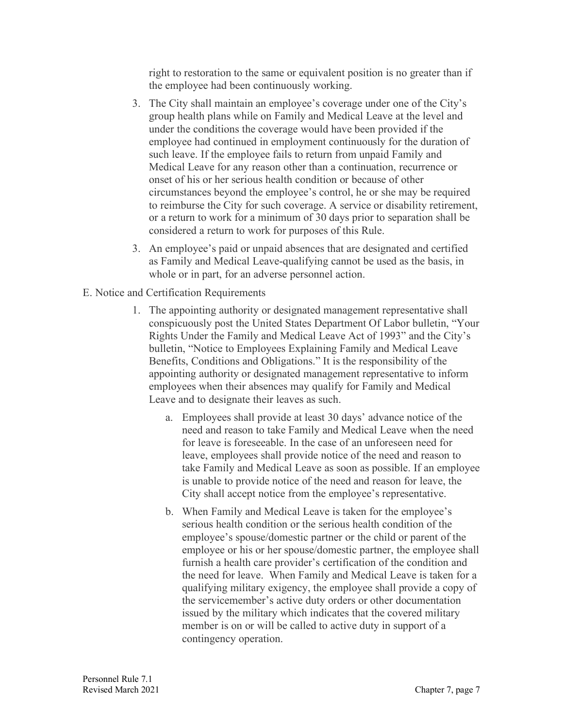right to restoration to the same or equivalent position is no greater than if the employee had been continuously working.

3. The City shall maintain an employee's coverage under one of the City's group health plans while on Family and Medical Leave at the level and under the conditions the coverage would have been provided if the employee had continued in employment continuously for the duration of such leave. If the employee fails to return from unpaid Family and Medical Leave for any reason other than a continuation, recurrence or onset of his or her serious health condition or because of other circumstances beyond the employee's control, he or she may be required to reimburse the City for such coverage. A service or disability retirement, or a return to work for a minimum of 30 days prior to separation shall be considered a return to work for purposes of this Rule.

3. An employee's paid or unpaid absences that are designated and certified as Family and Medical Leave-qualifying cannot be used as the basis, in whole or in part, for an adverse personnel action.

E. Notice and Certification Requirements

1. The appointing authority or designated management representative shall conspicuously post the United States Department Of Labor bulletin, "Your Rights Under the Family and Medical Leave Act of 1993" and the City's bulletin, "Notice to Employees Explaining Family and Medical Leave Benefits, Conditions and Obligations." It is the responsibility of the appointing authority or designated management representative to inform employees when their absences may qualify for Family and Medical Leave and to designate their leaves as such.

   a. Employees shall provide at least 30 days' advance notice of the need and reason to take Family and Medical Leave when the need for leave is foreseeable. In the case of an unforeseen need for leave, employees shall provide notice of the need and reason to take Family and Medical Leave as soon as possible. If an employee is unable to provide notice of the need and reason for leave, the City shall accept notice from the employee's representative.

   b. When Family and Medical Leave is taken for the employee's serious health condition or the serious health condition of the employee's spouse/domestic partner or the child or parent of the employee or his or her spouse/domestic partner, the employee shall furnish a health care provider's certification of the condition and the need for leave. When Family and Medical Leave is taken for a qualifying military exigency, the employee shall provide a copy of the servicemember's active duty orders or other documentation issued by the military which indicates that the covered military member is on or will be called to active duty in support of a contingency operation.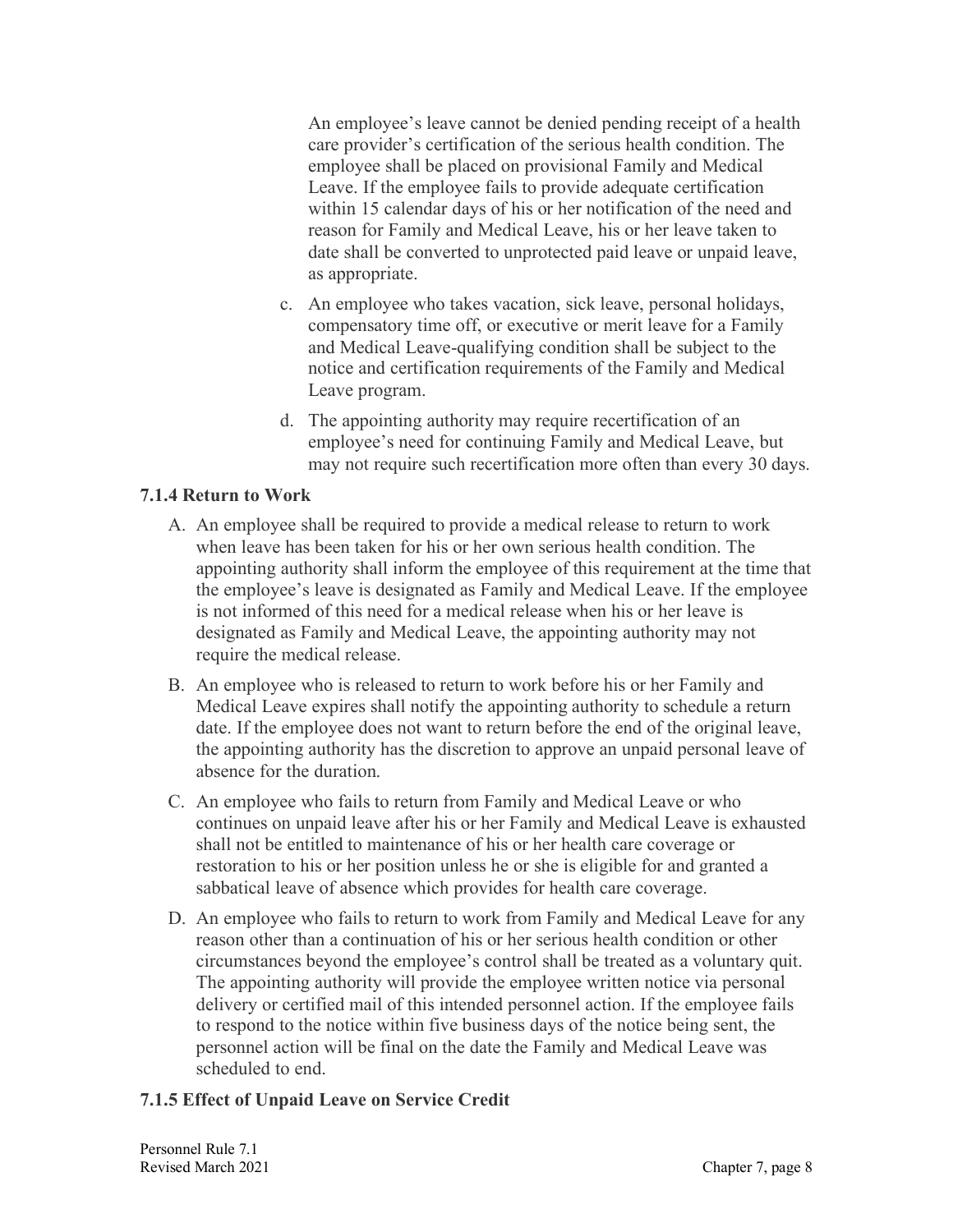An employee's leave cannot be denied pending receipt of a health care provider's certification of the serious health condition. The employee shall be placed on provisional Family and Medical Leave. If the employee fails to provide adequate certification within 15 calendar days of his or her notification of the need and reason for Family and Medical Leave, his or her leave taken to date shall be converted to unprotected paid leave or unpaid leave, as appropriate.

c. An employee who takes vacation, sick leave, personal holidays, compensatory time off, or executive or merit leave for a Family and Medical Leave-qualifying condition shall be subject to the notice and certification requirements of the Family and Medical Leave program.

d. The appointing authority may require recertification of an employee's need for continuing Family and Medical Leave, but may not require such recertification more often than every 30 days.

### 7.1.4 Return to Work

A. An employee shall be required to provide a medical release to return to work when leave has been taken for his or her own serious health condition. The appointing authority shall inform the employee of this requirement at the time that the employee's leave is designated as Family and Medical Leave. If the employee is not informed of this need for a medical release when his or her leave is designated as Family and Medical Leave, the appointing authority may not require the medical release.

B. An employee who is released to return to work before his or her Family and Medical Leave expires shall notify the appointing authority to schedule a return date. If the employee does not want to return before the end of the original leave, the appointing authority has the discretion to approve an unpaid personal leave of absence for the duration.

C. An employee who fails to return from Family and Medical Leave or who continues on unpaid leave after his or her Family and Medical Leave is exhausted shall not be entitled to maintenance of his or her health care coverage or restoration to his or her position unless he or she is eligible for and granted a sabbatical leave of absence which provides for health care coverage.

D. An employee who fails to return to work from Family and Medical Leave for any reason other than a continuation of his or her serious health condition or other circumstances beyond the employee's control shall be treated as a voluntary quit. The appointing authority will provide the employee written notice via personal delivery or certified mail of this intended personnel action. If the employee fails to respond to the notice within five business days of the notice being sent, the personnel action will be final on the date the Family and Medical Leave was scheduled to end.

### 7.1.5 Effect of Unpaid Leave on Service Credit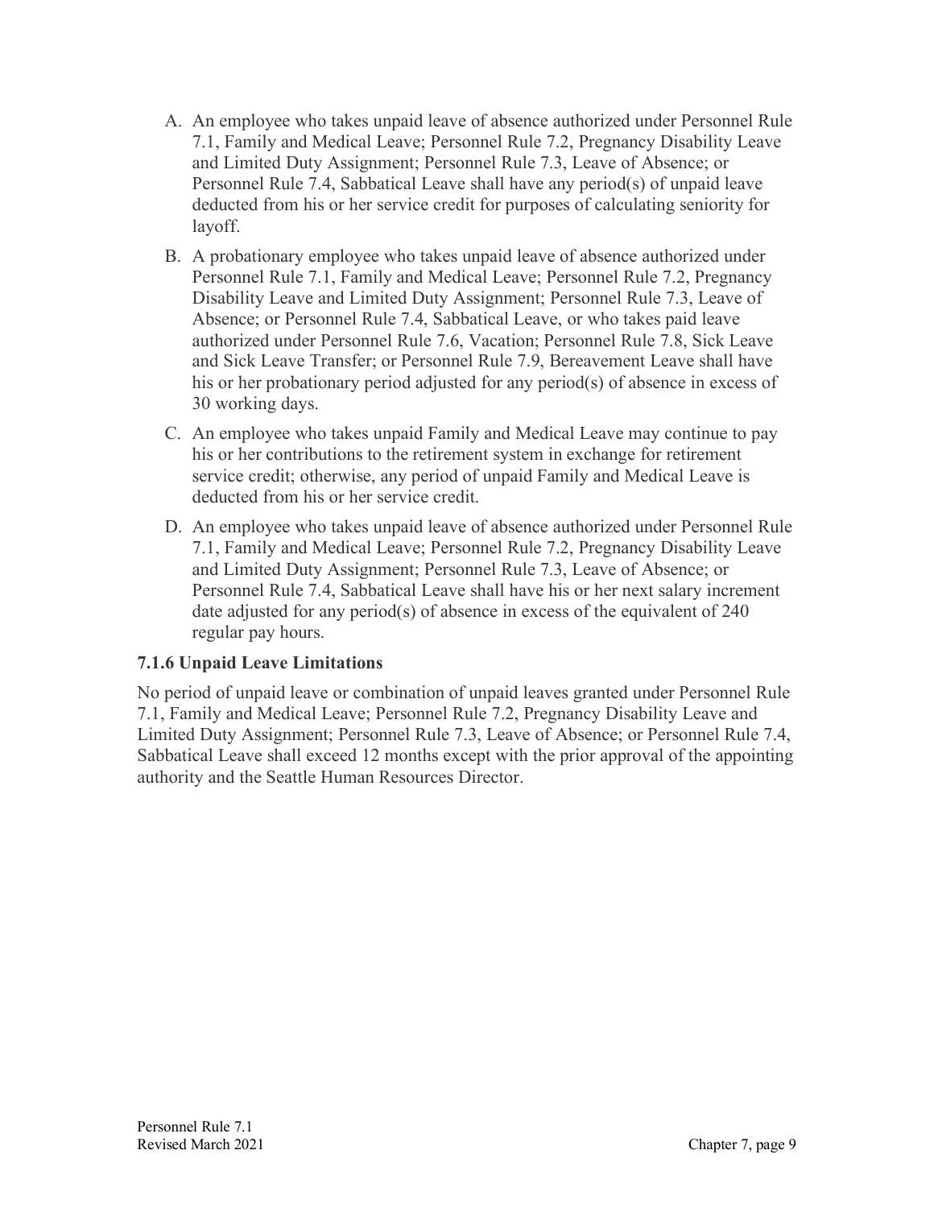A. An employee who takes unpaid leave of absence authorized under Personnel Rule 7.1, Family and Medical Leave; Personnel Rule 7.2, Pregnancy Disability Leave and Limited Duty Assignment; Personnel Rule 7.3, Leave of Absence; or Personnel Rule 7.4, Sabbatical Leave shall have any period(s) of unpaid leave deducted from his or her service credit for purposes of calculating seniority for layoff.

B. A probationary employee who takes unpaid leave of absence authorized under Personnel Rule 7.1, Family and Medical Leave; Personnel Rule 7.2, Pregnancy Disability Leave and Limited Duty Assignment; Personnel Rule 7.3, Leave of Absence; or Personnel Rule 7.4, Sabbatical Leave, or who takes paid leave authorized under Personnel Rule 7.6, Vacation; Personnel Rule 7.8, Sick Leave and Sick Leave Transfer; or Personnel Rule 7.9, Bereavement Leave shall have his or her probationary period adjusted for any period(s) of absence in excess of 30 working days.

C. An employee who takes unpaid Family and Medical Leave may continue to pay his or her contributions to the retirement system in exchange for retirement service credit; otherwise, any period of unpaid Family and Medical Leave is deducted from his or her service credit.

D. An employee who takes unpaid leave of absence authorized under Personnel Rule 7.1, Family and Medical Leave; Personnel Rule 7.2, Pregnancy Disability Leave and Limited Duty Assignment; Personnel Rule 7.3, Leave of Absence; or Personnel Rule 7.4, Sabbatical Leave shall have his or her next salary increment date adjusted for any period(s) of absence in excess of the equivalent of 240 regular pay hours.

### 7.1.6 Unpaid Leave Limitations

No period of unpaid leave or combination of unpaid leaves granted under Personnel Rule 7.1, Family and Medical Leave; Personnel Rule 7.2, Pregnancy Disability Leave and Limited Duty Assignment; Personnel Rule 7.3, Leave of Absence; or Personnel Rule 7.4, Sabbatical Leave shall exceed 12 months except with the prior approval of the appointing authority and the Seattle Human Resources Director.